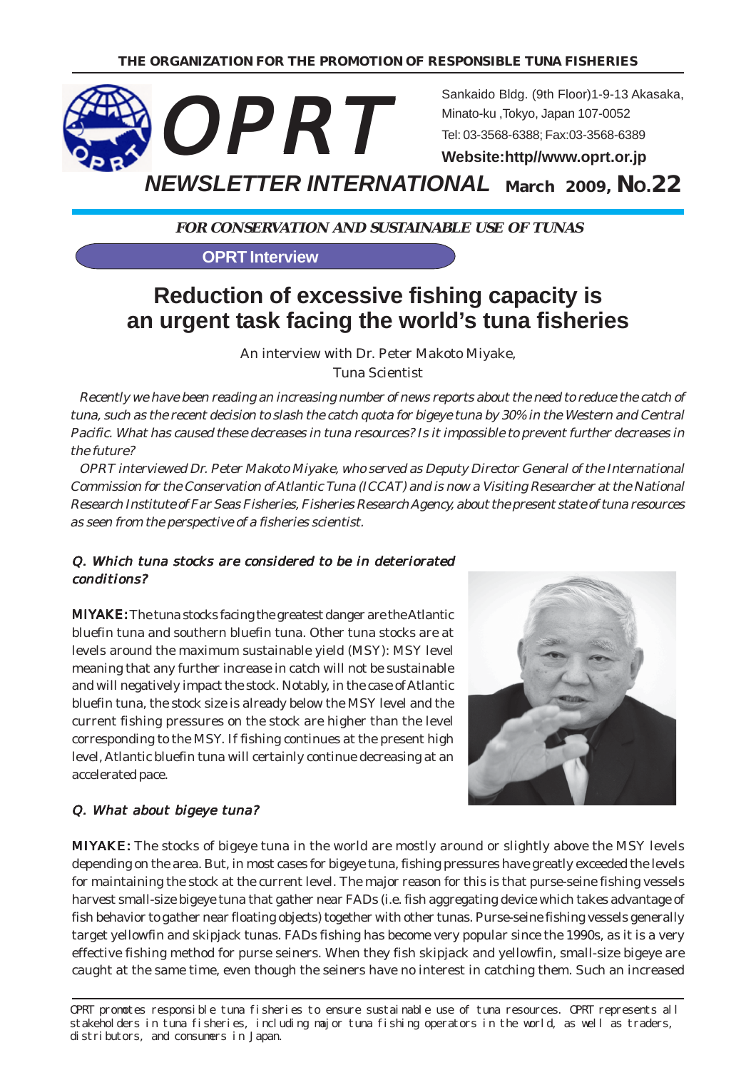THE ORGANIZATION FOR THE PROMOTION OF RESPONSIBLE TUNA FISHERIES

# OPRT

Sankaido Bldg. (9th Floor)1-9-13 Akasaka, Minato-ku ,Tokyo, Japan 107-0052
Tel: 03-3568-6388; Fax:03-3568-6389
**Website:http//www.oprt.or.jp**

## NEWSLETTER INTERNATIONAL March 2009, No.22

***FOR CONSERVATION AND SUSTAINABLE USE OF TUNAS***

**OPRT Interview**

# Reduction of excessive fishing capacity is an urgent task facing the world's tuna fisheries

An interview with Dr. Peter Makoto Miyake,
Tuna Scientist

*Recently we have been reading an increasing number of news reports about the need to reduce the catch of tuna, such as the recent decision to slash the catch quota for bigeye tuna by 30% in the Western and Central Pacific. What has caused these decreases in tuna resources? Is it impossible to prevent further decreases in the future?*

*OPRT interviewed Dr. Peter Makoto Miyake, who served as Deputy Director General of the International Commission for the Conservation of Atlantic Tuna (ICCAT) and is now a Visiting Researcher at the National Research Institute of Far Seas Fisheries, Fisheries Research Agency, about the present state of tuna resources as seen from the perspective of a fisheries scientist.*

*Q. Which tuna stocks are considered to be in deteriorated conditions?*

**MIYAKE:** The tuna stocks facing the greatest danger are the Atlantic bluefin tuna and southern bluefin tuna. Other tuna stocks are at levels around the maximum sustainable yield (MSY): MSY level meaning that any further increase in catch will not be sustainable and will negatively impact the stock. Notably, in the case of Atlantic bluefin tuna, the stock size is already below the MSY level and the current fishing pressures on the stock are higher than the level corresponding to the MSY. If fishing continues at the present high level, Atlantic bluefin tuna will certainly continue decreasing at an accelerated pace.

*Q. What about bigeye tuna?*

**MIYAKE:** The stocks of bigeye tuna in the world are mostly around or slightly above the MSY levels depending on the area. But, in most cases for bigeye tuna, fishing pressures have greatly exceeded the levels for maintaining the stock at the current level. The major reason for this is that purse-seine fishing vessels harvest small-size bigeye tuna that gather near FADs (i.e. fish aggregating device which takes advantage of fish behavior to gather near floating objects) together with other tunas. Purse-seine fishing vessels generally target yellowfin and skipjack tunas. FADs fishing has become very popular since the 1990s, as it is a very effective fishing method for purse seiners. When they fish skipjack and yellowfin, small-size bigeye are caught at the same time, even though the seiners have no interest in catching them. Such an increased

OPRT promotes responsible tuna fisheries to ensure sustainable use of tuna resources. OPRT represents all stakeholders in tuna fisheries, including major tuna fishing operators in the world, as well as traders, distributors, and consumers in Japan.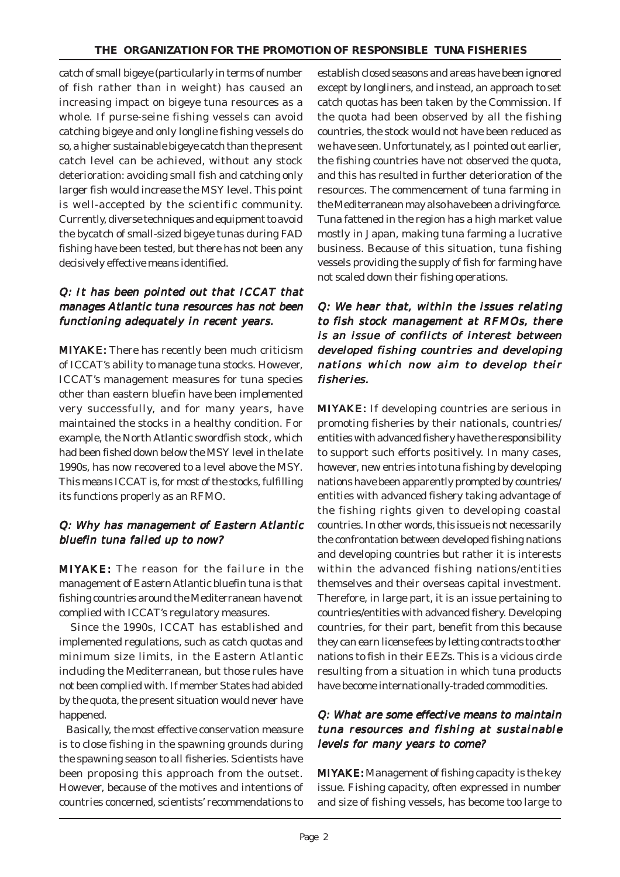catch of small bigeye (particularly in terms of number of fish rather than in weight) has caused an increasing impact on bigeye tuna resources as a whole. If purse-seine fishing vessels can avoid catching bigeye and only longline fishing vessels do so, a higher sustainable bigeye catch than the present catch level can be achieved, without any stock deterioration: avoiding small fish and catching only larger fish would increase the MSY level. This point is well-accepted by the scientific community. Currently, diverse techniques and equipment to avoid the bycatch of small-sized bigeye tunas during FAD fishing have been tested, but there has not been any decisively effective means identified.

***Q: It has been pointed out that ICCAT that manages Atlantic tuna resources has not been functioning adequately in recent years.***

**MIYAKE:** There has recently been much criticism of ICCAT's ability to manage tuna stocks. However, ICCAT's management measures for tuna species other than eastern bluefin have been implemented very successfully, and for many years, have maintained the stocks in a healthy condition. For example, the North Atlantic swordfish stock, which had been fished down below the MSY level in the late 1990s, has now recovered to a level above the MSY. This means ICCAT is, for most of the stocks, fulfilling its functions properly as an RFMO.

***Q: Why has management of Eastern Atlantic bluefin tuna failed up to now?***

**MIYAKE:** The reason for the failure in the management of Eastern Atlantic bluefin tuna is that fishing countries around the Mediterranean have not complied with ICCAT's regulatory measures.

Since the 1990s, ICCAT has established and implemented regulations, such as catch quotas and minimum size limits, in the Eastern Atlantic including the Mediterranean, but those rules have not been complied with. If member States had abided by the quota, the present situation would never have happened.

Basically, the most effective conservation measure is to close fishing in the spawning grounds during the spawning season to all fisheries. Scientists have been proposing this approach from the outset. However, because of the motives and intentions of countries concerned, scientists' recommendations to establish closed seasons and areas have been ignored except by longliners, and instead, an approach to set catch quotas has been taken by the Commission. If the quota had been observed by all the fishing countries, the stock would not have been reduced as we have seen. Unfortunately, as I pointed out earlier, the fishing countries have not observed the quota, and this has resulted in further deterioration of the resources. The commencement of tuna farming in the Mediterranean may also have been a driving force. Tuna fattened in the region has a high market value mostly in Japan, making tuna farming a lucrative business. Because of this situation, tuna fishing vessels providing the supply of fish for farming have not scaled down their fishing operations.

***Q: We hear that, within the issues relating to fish stock management at RFMOs, there is an issue of conflicts of interest between developed fishing countries and developing nations which now aim to develop their fisheries.***

**MIYAKE:** If developing countries are serious in promoting fisheries by their nationals, countries/entities with advanced fishery have the responsibility to support such efforts positively. In many cases, however, new entries into tuna fishing by developing nations have been apparently prompted by countries/entities with advanced fishery taking advantage of the fishing rights given to developing coastal countries. In other words, this issue is not necessarily the confrontation between developed fishing nations and developing countries but rather it is interests within the advanced fishing nations/entities themselves and their overseas capital investment. Therefore, in large part, it is an issue pertaining to countries/entities with advanced fishery. Developing countries, for their part, benefit from this because they can earn license fees by letting contracts to other nations to fish in their EEZs. This is a vicious circle resulting from a situation in which tuna products have become internationally-traded commodities.

***Q: What are some effective means to maintain tuna resources and fishing at sustainable levels for many years to come?***

**MIYAKE:** Management of fishing capacity is the key issue. Fishing capacity, often expressed in number and size of fishing vessels, has become too large to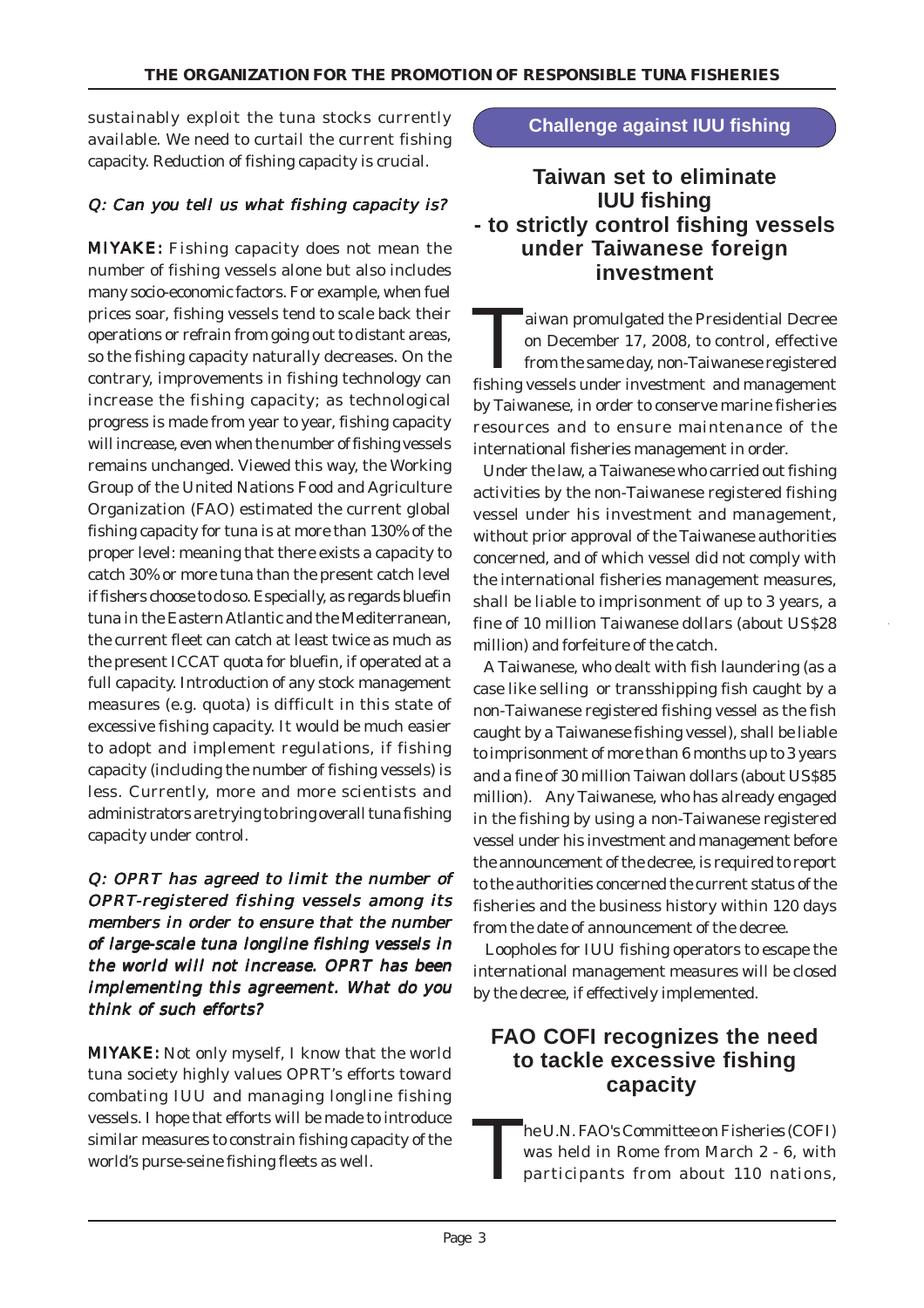sustainably exploit the tuna stocks currently available. We need to curtail the current fishing capacity. Reduction of fishing capacity is crucial.

*Q: Can you tell us what fishing capacity is?*

**MIYAKE:** Fishing capacity does not mean the number of fishing vessels alone but also includes many socio-economic factors. For example, when fuel prices soar, fishing vessels tend to scale back their operations or refrain from going out to distant areas, so the fishing capacity naturally decreases. On the contrary, improvements in fishing technology can increase the fishing capacity; as technological progress is made from year to year, fishing capacity will increase, even when the number of fishing vessels remains unchanged. Viewed this way, the Working Group of the United Nations Food and Agriculture Organization (FAO) estimated the current global fishing capacity for tuna is at more than 130% of the proper level: meaning that there exists a capacity to catch 30% or more tuna than the present catch level if fishers choose to do so. Especially, as regards bluefin tuna in the Eastern Atlantic and the Mediterranean, the current fleet can catch at least twice as much as the present ICCAT quota for bluefin, if operated at a full capacity. Introduction of any stock management measures (e.g. quota) is difficult in this state of excessive fishing capacity. It would be much easier to adopt and implement regulations, if fishing capacity (including the number of fishing vessels) is less. Currently, more and more scientists and administrators are trying to bring overall tuna fishing capacity under control.

*Q: OPRT has agreed to limit the number of OPRT-registered fishing vessels among its members in order to ensure that the number of large-scale tuna longline fishing vessels in the world will not increase. OPRT has been implementing this agreement. What do you think of such efforts?*

**MIYAKE:** Not only myself, I know that the world tuna society highly values OPRT's efforts toward combating IUU and managing longline fishing vessels. I hope that efforts will be made to introduce similar measures to constrain fishing capacity of the world's purse-seine fishing fleets as well.

**Challenge against IUU fishing**

## Taiwan set to eliminate IUU fishing - to strictly control fishing vessels under Taiwanese foreign investment

Taiwan promulgated the Presidential Decree on December 17, 2008, to control, effective from the same day, non-Taiwanese registered fishing vessels under investment and management by Taiwanese, in order to conserve marine fisheries resources and to ensure maintenance of the international fisheries management in order.

Under the law, a Taiwanese who carried out fishing activities by the non-Taiwanese registered fishing vessel under his investment and management, without prior approval of the Taiwanese authorities concerned, and of which vessel did not comply with the international fisheries management measures, shall be liable to imprisonment of up to 3 years, a fine of 10 million Taiwanese dollars (about US$28 million) and forfeiture of the catch.

A Taiwanese, who dealt with fish laundering (as a case like selling or transshipping fish caught by a non-Taiwanese registered fishing vessel as the fish caught by a Taiwanese fishing vessel), shall be liable to imprisonment of more than 6 months up to 3 years and a fine of 30 million Taiwan dollars (about US$85 million). Any Taiwanese, who has already engaged in the fishing by using a non-Taiwanese registered vessel under his investment and management before the announcement of the decree, is required to report to the authorities concerned the current status of the fisheries and the business history within 120 days from the date of announcement of the decree.

Loopholes for IUU fishing operators to escape the international management measures will be closed by the decree, if effectively implemented.

## FAO COFI recognizes the need to tackle excessive fishing capacity

The U.N. FAO's Committee on Fisheries (COFI) was held in Rome from March 2 - 6, with participants from about 110 nations,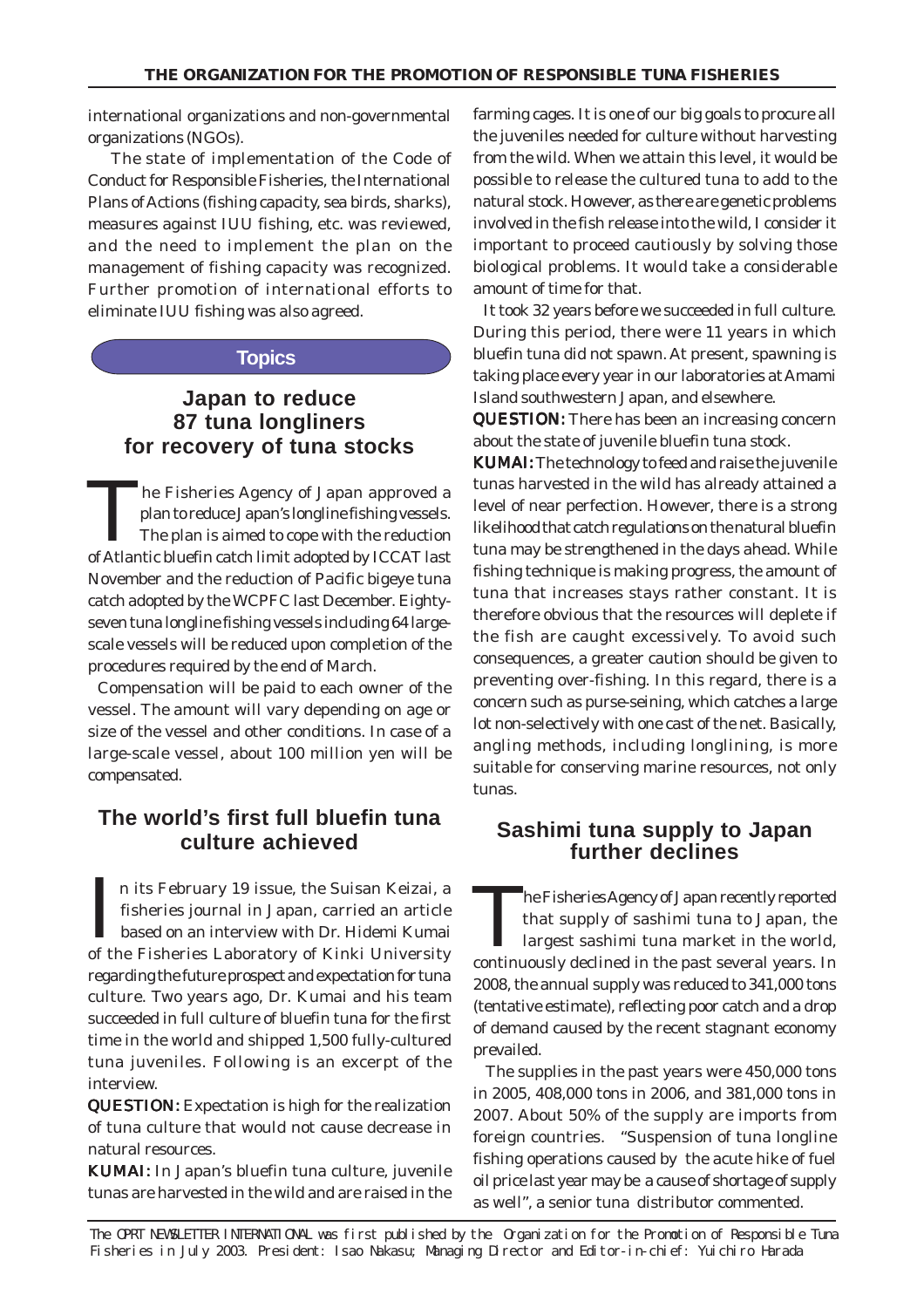international organizations and non-governmental organizations (NGOs).

The state of implementation of the Code of Conduct for Responsible Fisheries, the International Plans of Actions (fishing capacity, sea birds, sharks), measures against IUU fishing, etc. was reviewed, and the need to implement the plan on the management of fishing capacity was recognized. Further promotion of international efforts to eliminate IUU fishing was also agreed.

## Topics

### Japan to reduce 87 tuna longliners for recovery of tuna stocks

The Fisheries Agency of Japan approved a plan to reduce Japan's longline fishing vessels. The plan is aimed to cope with the reduction of Atlantic bluefin catch limit adopted by ICCAT last November and the reduction of Pacific bigeye tuna catch adopted by the WCPFC last December. Eighty-seven tuna longline fishing vessels including 64 large-scale vessels will be reduced upon completion of the procedures required by the end of March.

Compensation will be paid to each owner of the vessel. The amount will vary depending on age or size of the vessel and other conditions. In case of a large-scale vessel, about 100 million yen will be compensated.

### The world's first full bluefin tuna culture achieved

In its February 19 issue, the Suisan Keizai, a fisheries journal in Japan, carried an article based on an interview with Dr. Hidemi Kumai of the Fisheries Laboratory of Kinki University regarding the future prospect and expectation for tuna culture. Two years ago, Dr. Kumai and his team succeeded in full culture of bluefin tuna for the first time in the world and shipped 1,500 fully-cultured tuna juveniles. Following is an excerpt of the interview.

**QUESTION:** Expectation is high for the realization of tuna culture that would not cause decrease in natural resources.

**KUMAI:** In Japan's bluefin tuna culture, juvenile tunas are harvested in the wild and are raised in the farming cages. It is one of our big goals to procure all the juveniles needed for culture without harvesting from the wild. When we attain this level, it would be possible to release the cultured tuna to add to the natural stock. However, as there are genetic problems involved in the fish release into the wild, I consider it important to proceed cautiously by solving those biological problems. It would take a considerable amount of time for that.

It took 32 years before we succeeded in full culture. During this period, there were 11 years in which bluefin tuna did not spawn. At present, spawning is taking place every year in our laboratories at Amami Island southwestern Japan, and elsewhere.

**QUESTION:** There has been an increasing concern about the state of juvenile bluefin tuna stock.

**KUMAI:** The technology to feed and raise the juvenile tunas harvested in the wild has already attained a level of near perfection. However, there is a strong likelihood that catch regulations on the natural bluefin tuna may be strengthened in the days ahead. While fishing technique is making progress, the amount of tuna that increases stays rather constant. It is therefore obvious that the resources will deplete if the fish are caught excessively. To avoid such consequences, a greater caution should be given to preventing over-fishing. In this regard, there is a concern such as purse-seining, which catches a large lot non-selectively with one cast of the net. Basically, angling methods, including longlining, is more suitable for conserving marine resources, not only tunas.

### Sashimi tuna supply to Japan further declines

The Fisheries Agency of Japan recently reported that supply of sashimi tuna to Japan, the largest sashimi tuna market in the world, continuously declined in the past several years. In 2008, the annual supply was reduced to 341,000 tons (tentative estimate), reflecting poor catch and a drop of demand caused by the recent stagnant economy prevailed.

The supplies in the past years were 450,000 tons in 2005, 408,000 tons in 2006, and 381,000 tons in 2007. About 50% of the supply are imports from foreign countries. "Suspension of tuna longline fishing operations caused by the acute hike of fuel oil price last year may be a cause of shortage of supply as well", a senior tuna distributor commented.

The OPRT NEWSLETTER INTERNATIONAL was first published by the Organization for the Promotion of Responsible Tuna Fisheries in July 2003. President: Isao Nakasu; Managing Director and Editor-in-chief: Yuichiro Harada